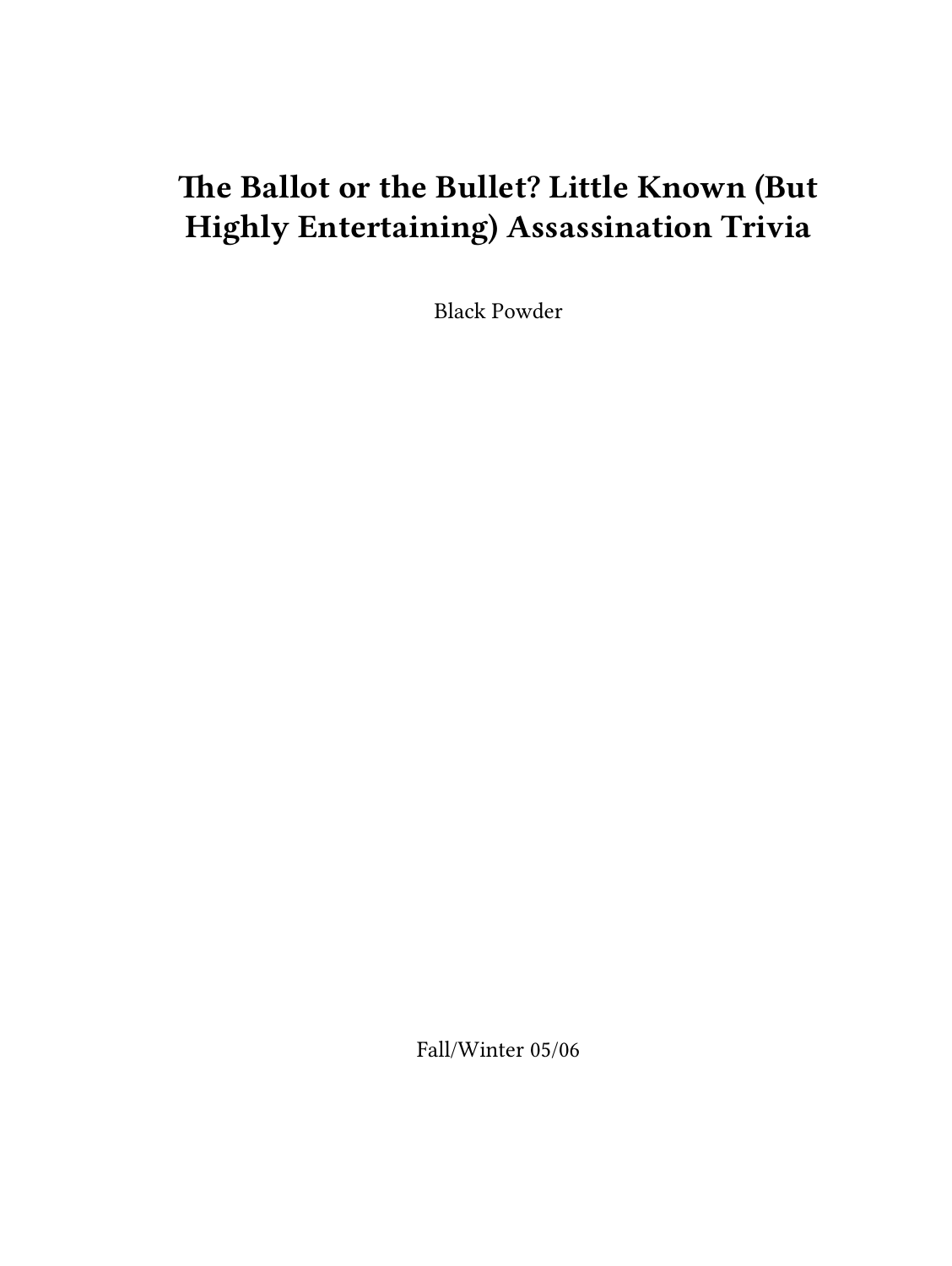# The Ballot or the Bullet? Little Known (But Highly Entertaining) Assassination Trivia

Black Powder

Fall/Winter 05/06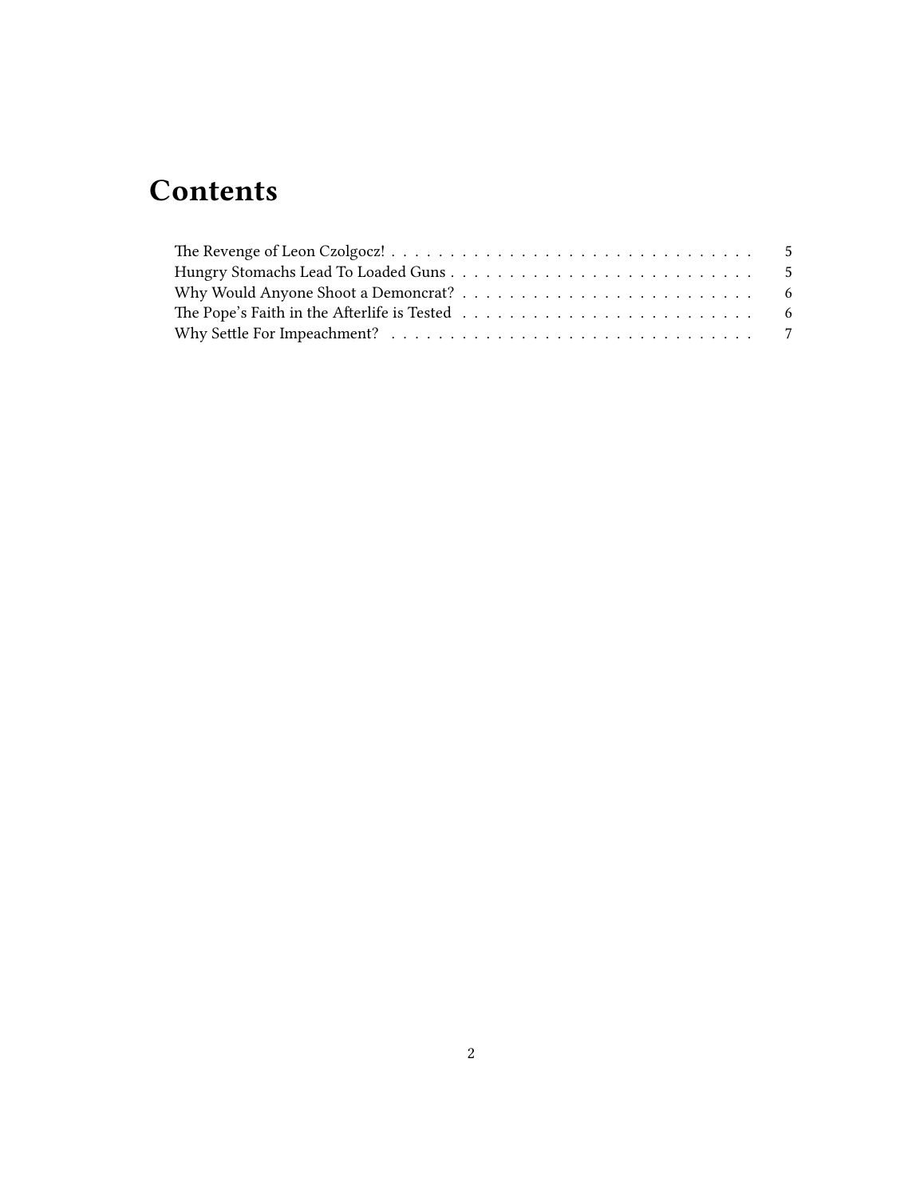# Contents

The Revenge of Leon Czolgocz! . . . . . . . . . . . . . . . . . . . . . . . . . . . . . . . 5
Hungry Stomachs Lead To Loaded Guns . . . . . . . . . . . . . . . . . . . . . . . . . . 5
Why Would Anyone Shoot a Demoncrat? . . . . . . . . . . . . . . . . . . . . . . . . . 6
The Pope's Faith in the Afterlife is Tested . . . . . . . . . . . . . . . . . . . . . . . . . 6
Why Settle For Impeachment? . . . . . . . . . . . . . . . . . . . . . . . . . . . . . . . 7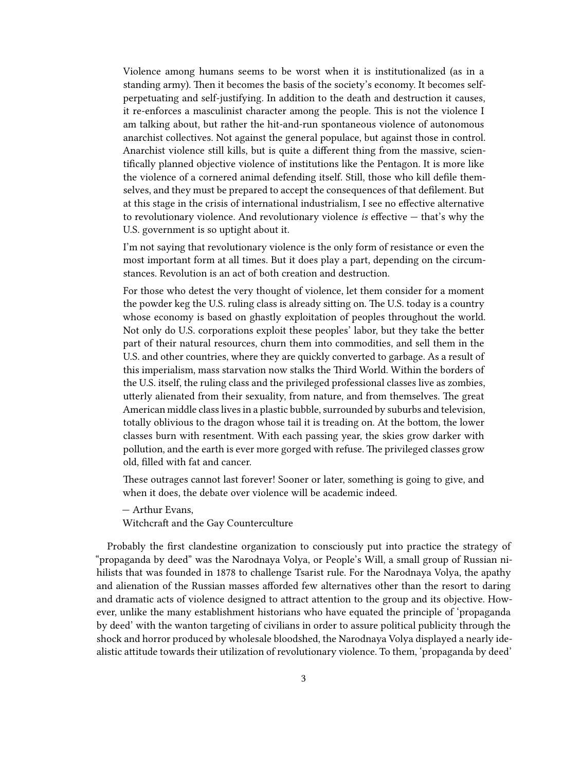> Violence among humans seems to be worst when it is institutionalized (as in a standing army). Then it becomes the basis of the society's economy. It becomes self-perpetuating and self-justifying. In addition to the death and destruction it causes, it re-enforces a masculinist character among the people. This is not the violence I am talking about, but rather the hit-and-run spontaneous violence of autonomous anarchist collectives. Not against the general populace, but against those in control. Anarchist violence still kills, but is quite a different thing from the massive, scientifically planned objective violence of institutions like the Pentagon. It is more like the violence of a cornered animal defending itself. Still, those who kill defile themselves, and they must be prepared to accept the consequences of that defilement. But at this stage in the crisis of international industrialism, I see no effective alternative to revolutionary violence. And revolutionary violence *is* effective — that's why the U.S. government is so uptight about it.
>
> I'm not saying that revolutionary violence is the only form of resistance or even the most important form at all times. But it does play a part, depending on the circumstances. Revolution is an act of both creation and destruction.
>
> For those who detest the very thought of violence, let them consider for a moment the powder keg the U.S. ruling class is already sitting on. The U.S. today is a country whose economy is based on ghastly exploitation of peoples throughout the world. Not only do U.S. corporations exploit these peoples' labor, but they take the better part of their natural resources, churn them into commodities, and sell them in the U.S. and other countries, where they are quickly converted to garbage. As a result of this imperialism, mass starvation now stalks the Third World. Within the borders of the U.S. itself, the ruling class and the privileged professional classes live as zombies, utterly alienated from their sexuality, from nature, and from themselves. The great American middle class lives in a plastic bubble, surrounded by suburbs and television, totally oblivious to the dragon whose tail it is treading on. At the bottom, the lower classes burn with resentment. With each passing year, the skies grow darker with pollution, and the earth is ever more gorged with refuse. The privileged classes grow old, filled with fat and cancer.
>
> These outrages cannot last forever! Sooner or later, something is going to give, and when it does, the debate over violence will be academic indeed.
>
> — Arthur Evans,
> Witchcraft and the Gay Counterculture

Probably the first clandestine organization to consciously put into practice the strategy of "propaganda by deed" was the Narodnaya Volya, or People's Will, a small group of Russian nihilists that was founded in 1878 to challenge Tsarist rule. For the Narodnaya Volya, the apathy and alienation of the Russian masses afforded few alternatives other than the resort to daring and dramatic acts of violence designed to attract attention to the group and its objective. However, unlike the many establishment historians who have equated the principle of 'propaganda by deed' with the wanton targeting of civilians in order to assure political publicity through the shock and horror produced by wholesale bloodshed, the Narodnaya Volya displayed a nearly idealistic attitude towards their utilization of revolutionary violence. To them, 'propaganda by deed'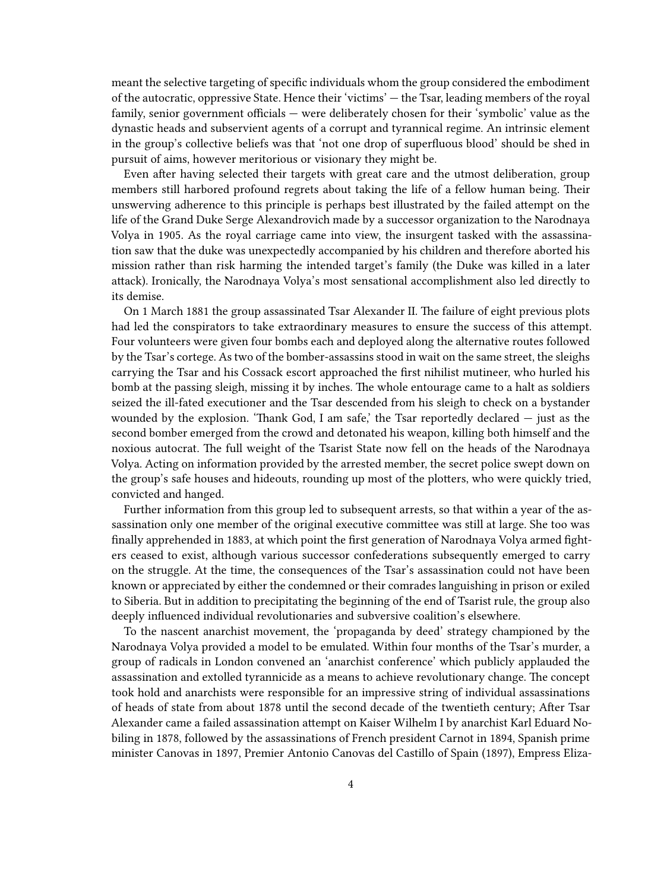meant the selective targeting of specific individuals whom the group considered the embodiment of the autocratic, oppressive State. Hence their 'victims' — the Tsar, leading members of the royal family, senior government officials — were deliberately chosen for their 'symbolic' value as the dynastic heads and subservient agents of a corrupt and tyrannical regime. An intrinsic element in the group's collective beliefs was that 'not one drop of superfluous blood' should be shed in pursuit of aims, however meritorious or visionary they might be.

Even after having selected their targets with great care and the utmost deliberation, group members still harbored profound regrets about taking the life of a fellow human being. Their unswerving adherence to this principle is perhaps best illustrated by the failed attempt on the life of the Grand Duke Serge Alexandrovich made by a successor organization to the Narodnaya Volya in 1905. As the royal carriage came into view, the insurgent tasked with the assassination saw that the duke was unexpectedly accompanied by his children and therefore aborted his mission rather than risk harming the intended target's family (the Duke was killed in a later attack). Ironically, the Narodnaya Volya's most sensational accomplishment also led directly to its demise.

On 1 March 1881 the group assassinated Tsar Alexander II. The failure of eight previous plots had led the conspirators to take extraordinary measures to ensure the success of this attempt. Four volunteers were given four bombs each and deployed along the alternative routes followed by the Tsar's cortege. As two of the bomber-assassins stood in wait on the same street, the sleighs carrying the Tsar and his Cossack escort approached the first nihilist mutineer, who hurled his bomb at the passing sleigh, missing it by inches. The whole entourage came to a halt as soldiers seized the ill-fated executioner and the Tsar descended from his sleigh to check on a bystander wounded by the explosion. 'Thank God, I am safe,' the Tsar reportedly declared — just as the second bomber emerged from the crowd and detonated his weapon, killing both himself and the noxious autocrat. The full weight of the Tsarist State now fell on the heads of the Narodnaya Volya. Acting on information provided by the arrested member, the secret police swept down on the group's safe houses and hideouts, rounding up most of the plotters, who were quickly tried, convicted and hanged.

Further information from this group led to subsequent arrests, so that within a year of the assassination only one member of the original executive committee was still at large. She too was finally apprehended in 1883, at which point the first generation of Narodnaya Volya armed fighters ceased to exist, although various successor confederations subsequently emerged to carry on the struggle. At the time, the consequences of the Tsar's assassination could not have been known or appreciated by either the condemned or their comrades languishing in prison or exiled to Siberia. But in addition to precipitating the beginning of the end of Tsarist rule, the group also deeply influenced individual revolutionaries and subversive coalition's elsewhere.

To the nascent anarchist movement, the 'propaganda by deed' strategy championed by the Narodnaya Volya provided a model to be emulated. Within four months of the Tsar's murder, a group of radicals in London convened an 'anarchist conference' which publicly applauded the assassination and extolled tyrannicide as a means to achieve revolutionary change. The concept took hold and anarchists were responsible for an impressive string of individual assassinations of heads of state from about 1878 until the second decade of the twentieth century; After Tsar Alexander came a failed assassination attempt on Kaiser Wilhelm I by anarchist Karl Eduard Nobiling in 1878, followed by the assassinations of French president Carnot in 1894, Spanish prime minister Canovas in 1897, Premier Antonio Canovas del Castillo of Spain (1897), Empress Eliza-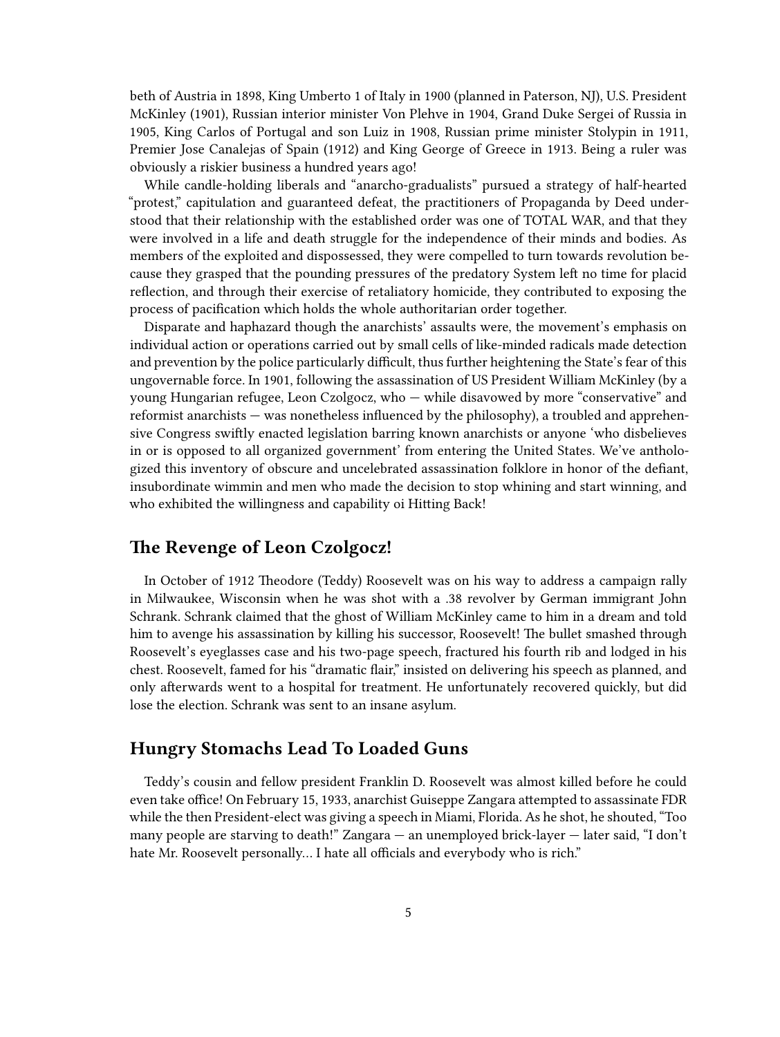beth of Austria in 1898, King Umberto 1 of Italy in 1900 (planned in Paterson, NJ), U.S. President McKinley (1901), Russian interior minister Von Plehve in 1904, Grand Duke Sergei of Russia in 1905, King Carlos of Portugal and son Luiz in 1908, Russian prime minister Stolypin in 1911, Premier Jose Canalejas of Spain (1912) and King George of Greece in 1913. Being a ruler was obviously a riskier business a hundred years ago!

While candle-holding liberals and "anarcho-gradualists" pursued a strategy of half-hearted "protest," capitulation and guaranteed defeat, the practitioners of Propaganda by Deed understood that their relationship with the established order was one of TOTAL WAR, and that they were involved in a life and death struggle for the independence of their minds and bodies. As members of the exploited and dispossessed, they were compelled to turn towards revolution because they grasped that the pounding pressures of the predatory System left no time for placid reflection, and through their exercise of retaliatory homicide, they contributed to exposing the process of pacification which holds the whole authoritarian order together.

Disparate and haphazard though the anarchists' assaults were, the movement's emphasis on individual action or operations carried out by small cells of like-minded radicals made detection and prevention by the police particularly difficult, thus further heightening the State's fear of this ungovernable force. In 1901, following the assassination of US President William McKinley (by a young Hungarian refugee, Leon Czolgocz, who — while disavowed by more "conservative" and reformist anarchists — was nonetheless influenced by the philosophy), a troubled and apprehensive Congress swiftly enacted legislation barring known anarchists or anyone 'who disbelieves in or is opposed to all organized government' from entering the United States. We've anthologized this inventory of obscure and uncelebrated assassination folklore in honor of the defiant, insubordinate wimmin and men who made the decision to stop whining and start winning, and who exhibited the willingness and capability oi Hitting Back!

## The Revenge of Leon Czolgocz!

In October of 1912 Theodore (Teddy) Roosevelt was on his way to address a campaign rally in Milwaukee, Wisconsin when he was shot with a .38 revolver by German immigrant John Schrank. Schrank claimed that the ghost of William McKinley came to him in a dream and told him to avenge his assassination by killing his successor, Roosevelt! The bullet smashed through Roosevelt's eyeglasses case and his two-page speech, fractured his fourth rib and lodged in his chest. Roosevelt, famed for his "dramatic flair," insisted on delivering his speech as planned, and only afterwards went to a hospital for treatment. He unfortunately recovered quickly, but did lose the election. Schrank was sent to an insane asylum.

## Hungry Stomachs Lead To Loaded Guns

Teddy's cousin and fellow president Franklin D. Roosevelt was almost killed before he could even take office! On February 15, 1933, anarchist Guiseppe Zangara attempted to assassinate FDR while the then President-elect was giving a speech in Miami, Florida. As he shot, he shouted, "Too many people are starving to death!" Zangara — an unemployed brick-layer — later said, "I don't hate Mr. Roosevelt personally… I hate all officials and everybody who is rich."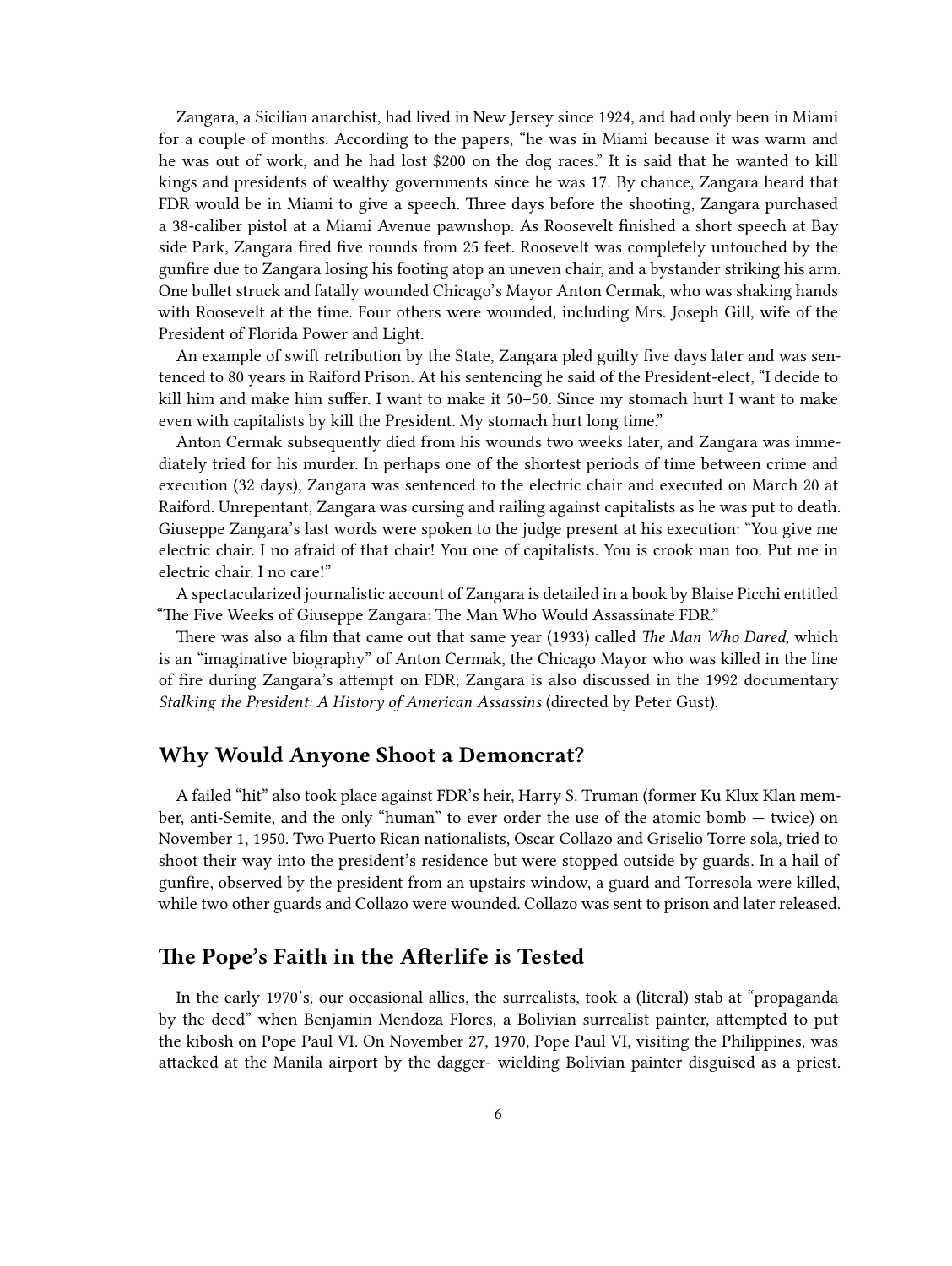Zangara, a Sicilian anarchist, had lived in New Jersey since 1924, and had only been in Miami for a couple of months. According to the papers, "he was in Miami because it was warm and he was out of work, and he had lost $200 on the dog races." It is said that he wanted to kill kings and presidents of wealthy governments since he was 17. By chance, Zangara heard that FDR would be in Miami to give a speech. Three days before the shooting, Zangara purchased a 38-caliber pistol at a Miami Avenue pawnshop. As Roosevelt finished a short speech at Bay side Park, Zangara fired five rounds from 25 feet. Roosevelt was completely untouched by the gunfire due to Zangara losing his footing atop an uneven chair, and a bystander striking his arm. One bullet struck and fatally wounded Chicago's Mayor Anton Cermak, who was shaking hands with Roosevelt at the time. Four others were wounded, including Mrs. Joseph Gill, wife of the President of Florida Power and Light.

An example of swift retribution by the State, Zangara pled guilty five days later and was sentenced to 80 years in Raiford Prison. At his sentencing he said of the President-elect, "I decide to kill him and make him suffer. I want to make it 50–50. Since my stomach hurt I want to make even with capitalists by kill the President. My stomach hurt long time."

Anton Cermak subsequently died from his wounds two weeks later, and Zangara was immediately tried for his murder. In perhaps one of the shortest periods of time between crime and execution (32 days), Zangara was sentenced to the electric chair and executed on March 20 at Raiford. Unrepentant, Zangara was cursing and railing against capitalists as he was put to death. Giuseppe Zangara's last words were spoken to the judge present at his execution: "You give me electric chair. I no afraid of that chair! You one of capitalists. You is crook man too. Put me in electric chair. I no care!"

A spectacularized journalistic account of Zangara is detailed in a book by Blaise Picchi entitled "The Five Weeks of Giuseppe Zangara: The Man Who Would Assassinate FDR."

There was also a film that came out that same year (1933) called *The Man Who Dared*, which is an "imaginative biography" of Anton Cermak, the Chicago Mayor who was killed in the line of fire during Zangara's attempt on FDR; Zangara is also discussed in the 1992 documentary *Stalking the President: A History of American Assassins* (directed by Peter Gust).

## Why Would Anyone Shoot a Demoncrat?

A failed "hit" also took place against FDR's heir, Harry S. Truman (former Ku Klux Klan member, anti-Semite, and the only "human" to ever order the use of the atomic bomb — twice) on November 1, 1950. Two Puerto Rican nationalists, Oscar Collazo and Griselio Torre sola, tried to shoot their way into the president's residence but were stopped outside by guards. In a hail of gunfire, observed by the president from an upstairs window, a guard and Torresola were killed, while two other guards and Collazo were wounded. Collazo was sent to prison and later released.

## The Pope's Faith in the Afterlife is Tested

In the early 1970's, our occasional allies, the surrealists, took a (literal) stab at "propaganda by the deed" when Benjamin Mendoza Flores, a Bolivian surrealist painter, attempted to put the kibosh on Pope Paul VI. On November 27, 1970, Pope Paul VI, visiting the Philippines, was attacked at the Manila airport by the dagger- wielding Bolivian painter disguised as a priest.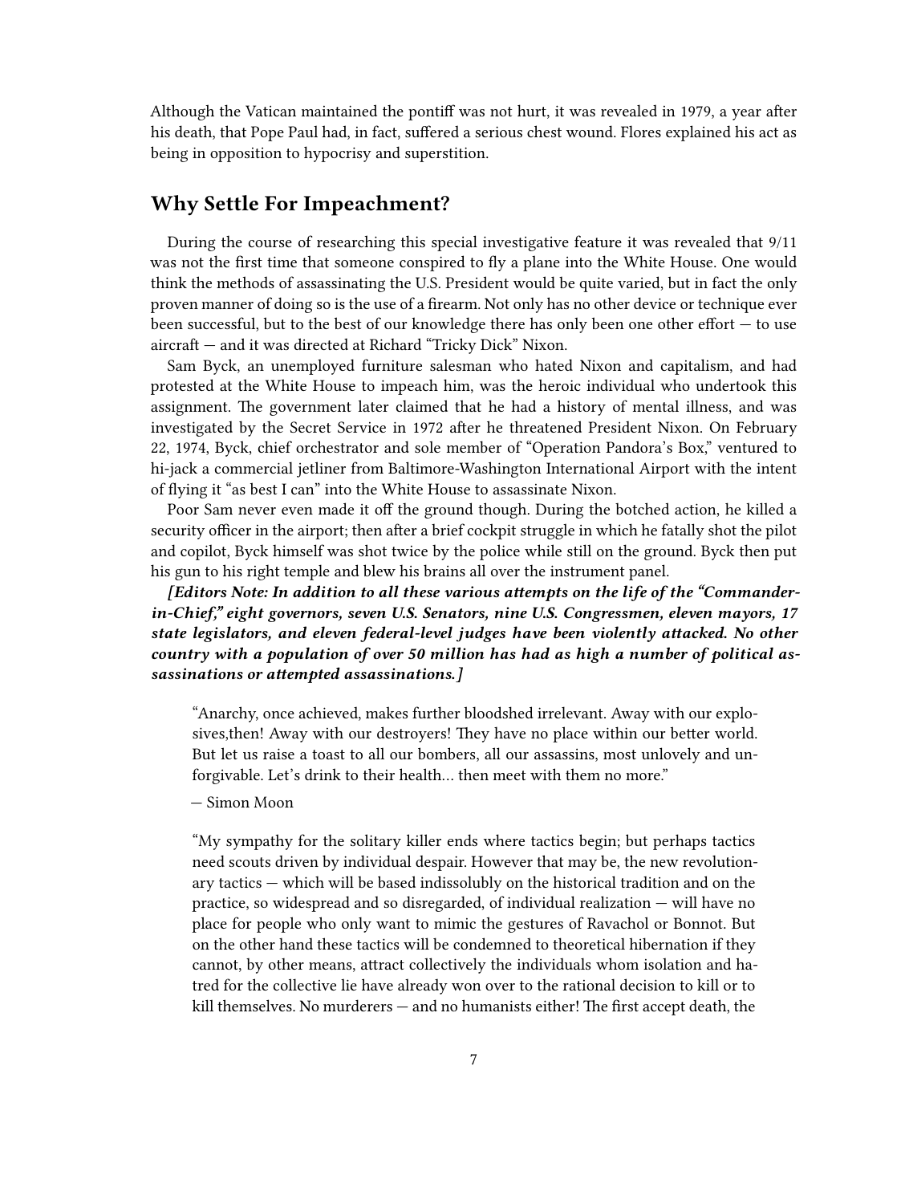Although the Vatican maintained the pontiff was not hurt, it was revealed in 1979, a year after his death, that Pope Paul had, in fact, suffered a serious chest wound. Flores explained his act as being in opposition to hypocrisy and superstition.

## Why Settle For Impeachment?

During the course of researching this special investigative feature it was revealed that 9/11 was not the first time that someone conspired to fly a plane into the White House. One would think the methods of assassinating the U.S. President would be quite varied, but in fact the only proven manner of doing so is the use of a firearm. Not only has no other device or technique ever been successful, but to the best of our knowledge there has only been one other effort — to use aircraft — and it was directed at Richard "Tricky Dick" Nixon.

Sam Byck, an unemployed furniture salesman who hated Nixon and capitalism, and had protested at the White House to impeach him, was the heroic individual who undertook this assignment. The government later claimed that he had a history of mental illness, and was investigated by the Secret Service in 1972 after he threatened President Nixon. On February 22, 1974, Byck, chief orchestrator and sole member of "Operation Pandora's Box," ventured to hi-jack a commercial jetliner from Baltimore-Washington International Airport with the intent of flying it "as best I can" into the White House to assassinate Nixon.

Poor Sam never even made it off the ground though. During the botched action, he killed a security officer in the airport; then after a brief cockpit struggle in which he fatally shot the pilot and copilot, Byck himself was shot twice by the police while still on the ground. Byck then put his gun to his right temple and blew his brains all over the instrument panel.

***[Editors Note: In addition to all these various attempts on the life of the "Commander-in-Chief," eight governors, seven U.S. Senators, nine U.S. Congressmen, eleven mayors, 17 state legislators, and eleven federal-level judges have been violently attacked. No other country with a population of over 50 million has had as high a number of political assassinations or attempted assassinations.]***

> "Anarchy, once achieved, makes further bloodshed irrelevant. Away with our explosives,then! Away with our destroyers! They have no place within our better world. But let us raise a toast to all our bombers, all our assassins, most unlovely and unforgivable. Let's drink to their health… then meet with them no more."
>
> — Simon Moon

> "My sympathy for the solitary killer ends where tactics begin; but perhaps tactics need scouts driven by individual despair. However that may be, the new revolutionary tactics — which will be based indissolubly on the historical tradition and on the practice, so widespread and so disregarded, of individual realization — will have no place for people who only want to mimic the gestures of Ravachol or Bonnot. But on the other hand these tactics will be condemned to theoretical hibernation if they cannot, by other means, attract collectively the individuals whom isolation and hatred for the collective lie have already won over to the rational decision to kill or to kill themselves. No murderers — and no humanists either! The first accept death, the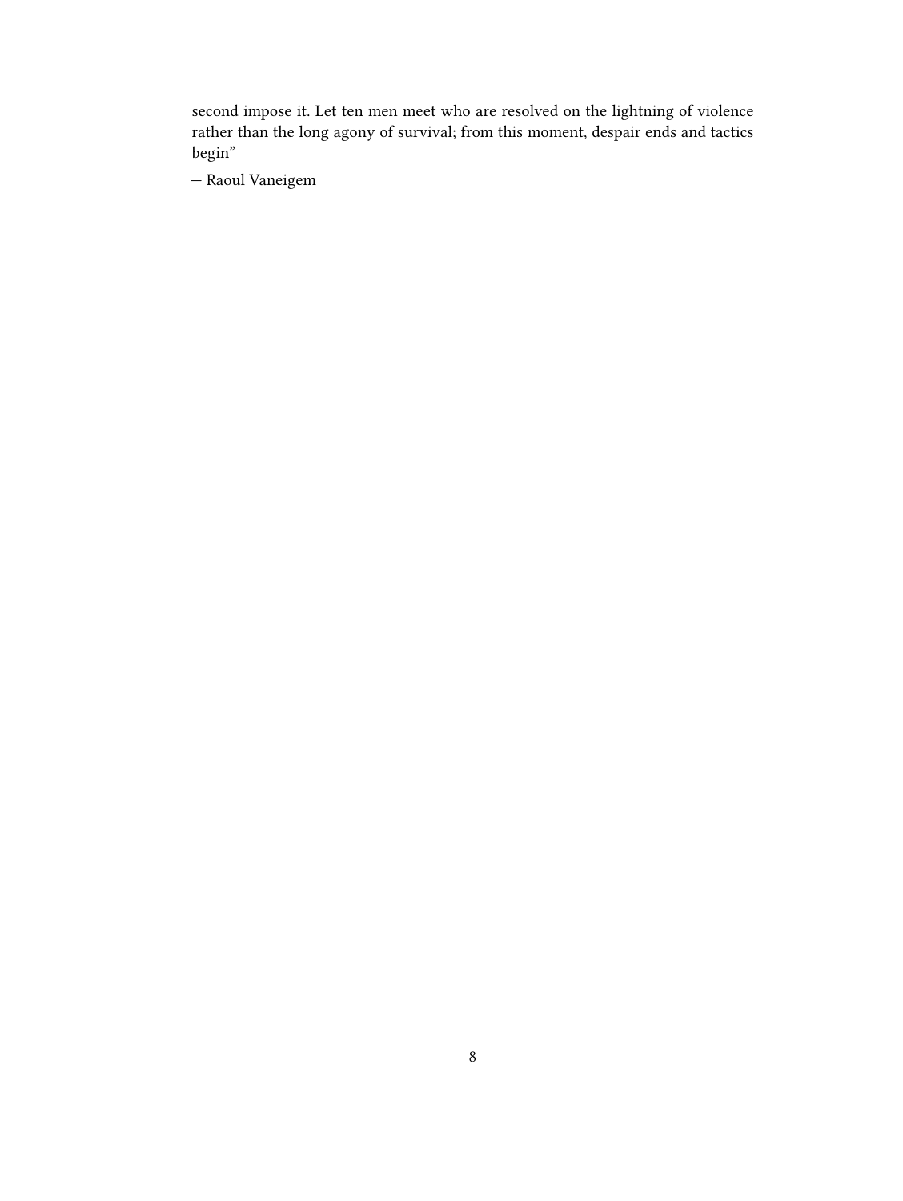second impose it. Let ten men meet who are resolved on the lightning of violence rather than the long agony of survival; from this moment, despair ends and tactics begin"

— Raoul Vaneigem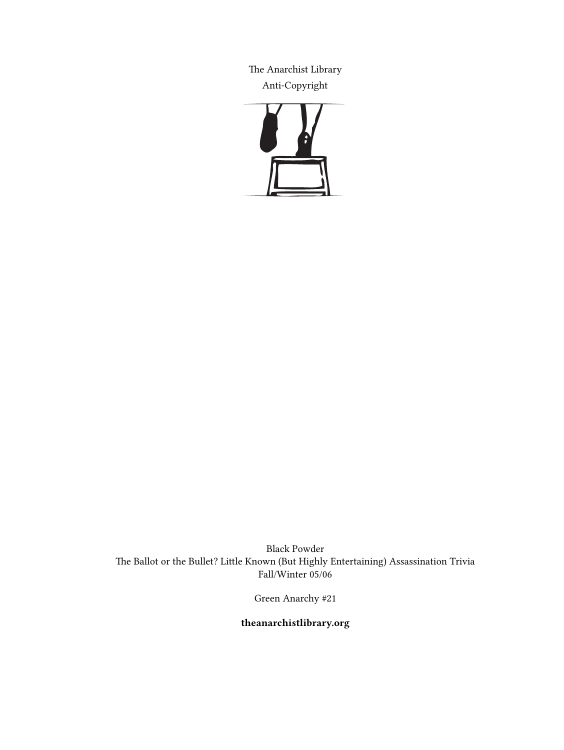The Anarchist Library
Anti-Copyright

Black Powder
The Ballot or the Bullet? Little Known (But Highly Entertaining) Assassination Trivia
Fall/Winter 05/06

Green Anarchy #21

**theanarchistlibrary.org**